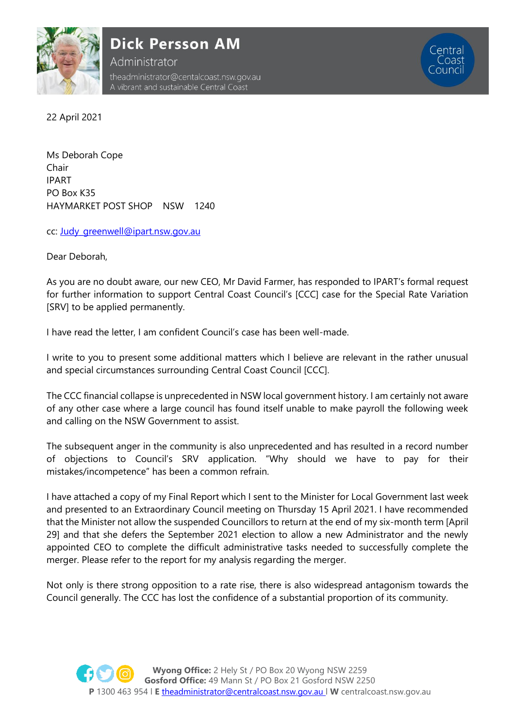# Dick Persson AM

Administrator

theadministrator@centalcoast.nsw.gov.au

A vibrant and sustainable Central Coast

22 April 2021

Ms Deborah Cope
Chair
IPART
PO Box K35
HAYMARKET POST SHOP NSW 1240

cc: Judy_greenwell@ipart.nsw.gov.au

Dear Deborah,

As you are no doubt aware, our new CEO, Mr David Farmer, has responded to IPART's formal request for further information to support Central Coast Council's [CCC] case for the Special Rate Variation [SRV] to be applied permanently.

I have read the letter, I am confident Council's case has been well-made.

I write to you to present some additional matters which I believe are relevant in the rather unusual and special circumstances surrounding Central Coast Council [CCC].

The CCC financial collapse is unprecedented in NSW local government history. I am certainly not aware of any other case where a large council has found itself unable to make payroll the following week and calling on the NSW Government to assist.

The subsequent anger in the community is also unprecedented and has resulted in a record number of objections to Council's SRV application. "Why should we have to pay for their mistakes/incompetence" has been a common refrain.

I have attached a copy of my Final Report which I sent to the Minister for Local Government last week and presented to an Extraordinary Council meeting on Thursday 15 April 2021. I have recommended that the Minister not allow the suspended Councillors to return at the end of my six-month term [April 29] and that she defers the September 2021 election to allow a new Administrator and the newly appointed CEO to complete the difficult administrative tasks needed to successfully complete the merger. Please refer to the report for my analysis regarding the merger.

Not only is there strong opposition to a rate rise, there is also widespread antagonism towards the Council generally. The CCC has lost the confidence of a substantial proportion of its community.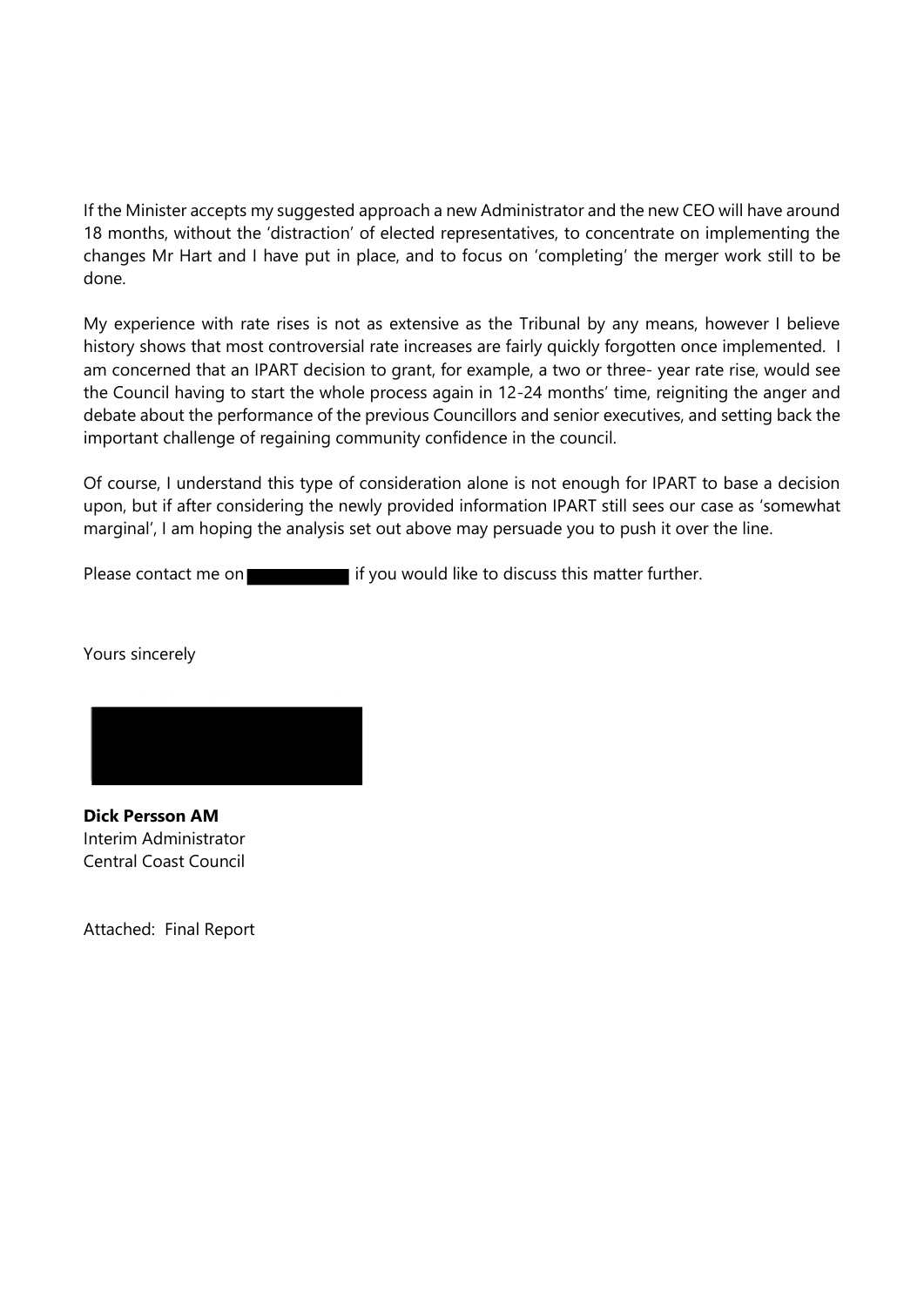If the Minister accepts my suggested approach a new Administrator and the new CEO will have around 18 months, without the 'distraction' of elected representatives, to concentrate on implementing the changes Mr Hart and I have put in place, and to focus on 'completing' the merger work still to be done.

My experience with rate rises is not as extensive as the Tribunal by any means, however I believe history shows that most controversial rate increases are fairly quickly forgotten once implemented. I am concerned that an IPART decision to grant, for example, a two or three- year rate rise, would see the Council having to start the whole process again in 12-24 months' time, reigniting the anger and debate about the performance of the previous Councillors and senior executives, and setting back the important challenge of regaining community confidence in the council.

Of course, I understand this type of consideration alone is not enough for IPART to base a decision upon, but if after considering the newly provided information IPART still sees our case as 'somewhat marginal', I am hoping the analysis set out above may persuade you to push it over the line.

Please contact me on [redacted] if you would like to discuss this matter further.

Yours sincerely

[redacted]

**Dick Persson AM**
Interim Administrator
Central Coast Council

Attached: Final Report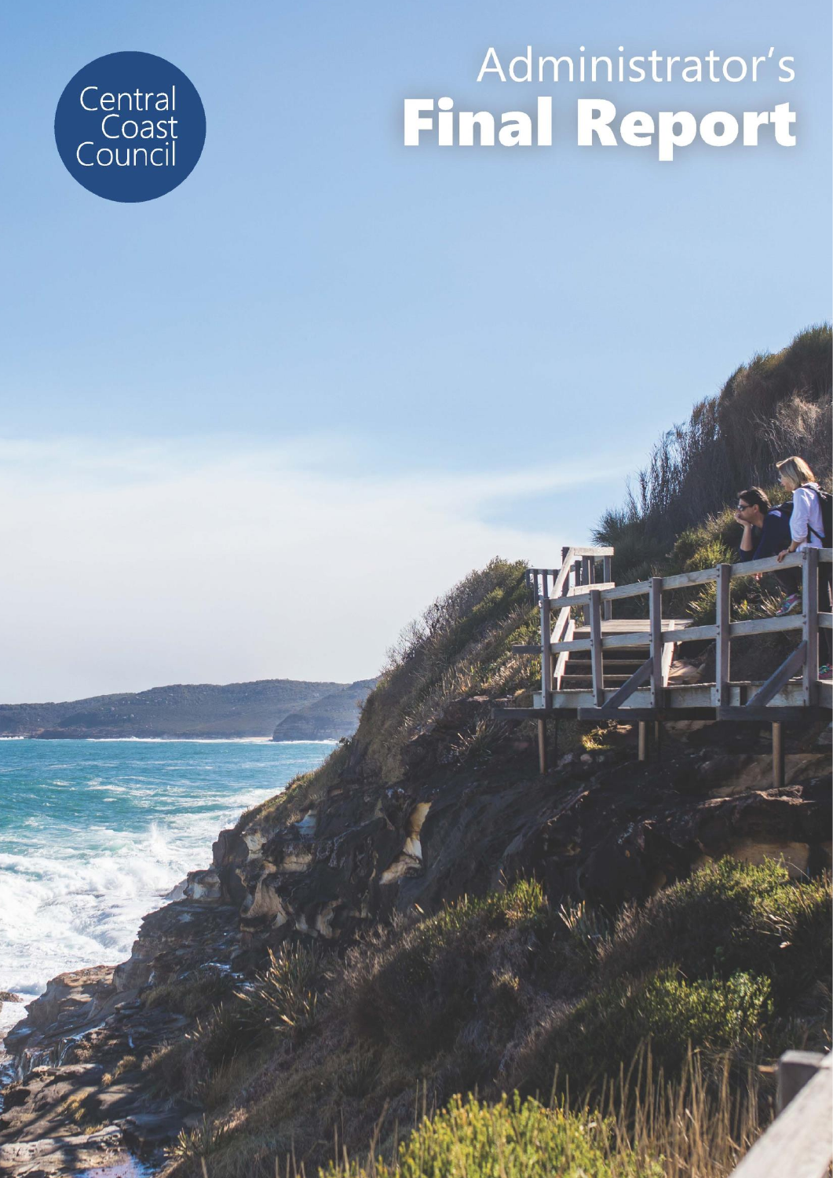Central Coast Council

# Administrator's Final Report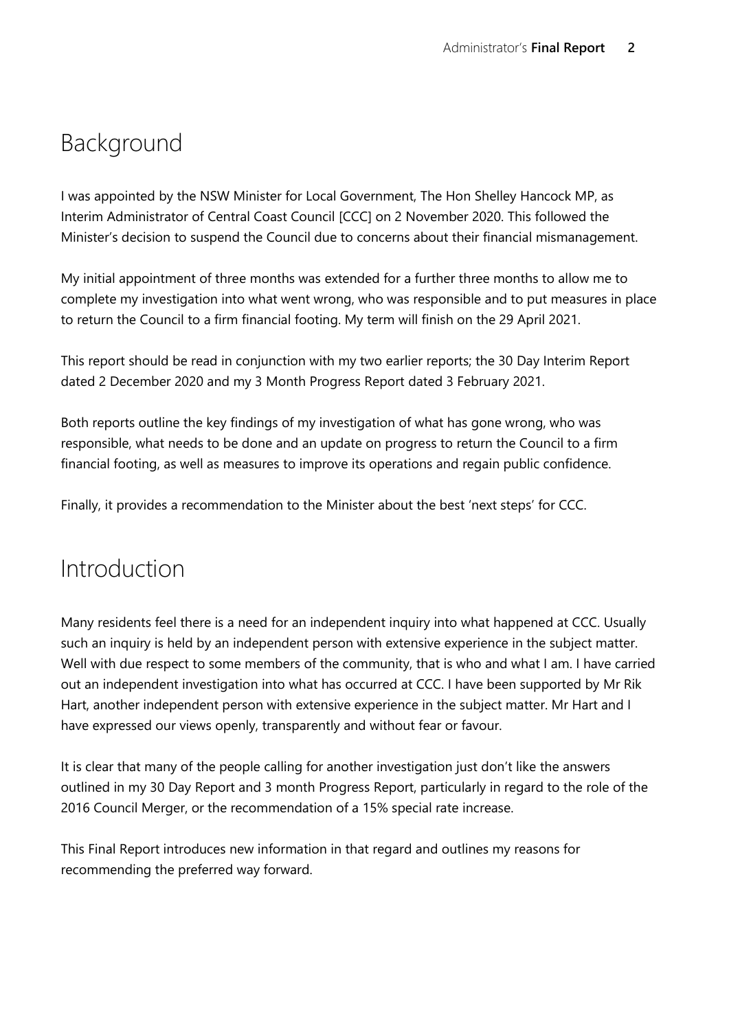# Background

I was appointed by the NSW Minister for Local Government, The Hon Shelley Hancock MP, as Interim Administrator of Central Coast Council [CCC] on 2 November 2020. This followed the Minister's decision to suspend the Council due to concerns about their financial mismanagement.

My initial appointment of three months was extended for a further three months to allow me to complete my investigation into what went wrong, who was responsible and to put measures in place to return the Council to a firm financial footing. My term will finish on the 29 April 2021.

This report should be read in conjunction with my two earlier reports; the 30 Day Interim Report dated 2 December 2020 and my 3 Month Progress Report dated 3 February 2021.

Both reports outline the key findings of my investigation of what has gone wrong, who was responsible, what needs to be done and an update on progress to return the Council to a firm financial footing, as well as measures to improve its operations and regain public confidence.

Finally, it provides a recommendation to the Minister about the best 'next steps' for CCC.

# Introduction

Many residents feel there is a need for an independent inquiry into what happened at CCC. Usually such an inquiry is held by an independent person with extensive experience in the subject matter. Well with due respect to some members of the community, that is who and what I am. I have carried out an independent investigation into what has occurred at CCC. I have been supported by Mr Rik Hart, another independent person with extensive experience in the subject matter. Mr Hart and I have expressed our views openly, transparently and without fear or favour.

It is clear that many of the people calling for another investigation just don't like the answers outlined in my 30 Day Report and 3 month Progress Report, particularly in regard to the role of the 2016 Council Merger, or the recommendation of a 15% special rate increase.

This Final Report introduces new information in that regard and outlines my reasons for recommending the preferred way forward.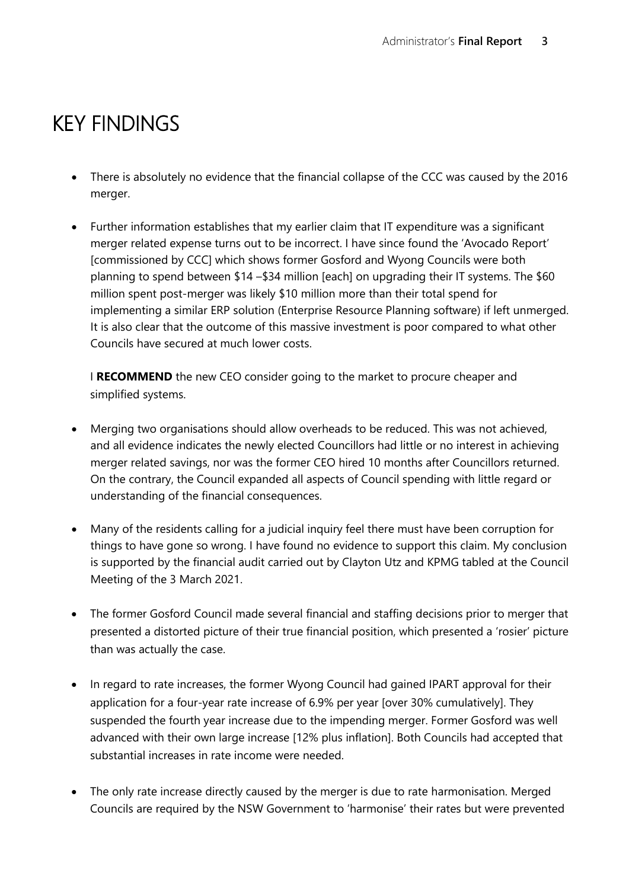# KEY FINDINGS

- There is absolutely no evidence that the financial collapse of the CCC was caused by the 2016 merger.

- Further information establishes that my earlier claim that IT expenditure was a significant merger related expense turns out to be incorrect. I have since found the 'Avocado Report' [commissioned by CCC] which shows former Gosford and Wyong Councils were both planning to spend between $14 –$34 million [each] on upgrading their IT systems. The $60 million spent post-merger was likely $10 million more than their total spend for implementing a similar ERP solution (Enterprise Resource Planning software) if left unmerged. It is also clear that the outcome of this massive investment is poor compared to what other Councils have secured at much lower costs.

  I **RECOMMEND** the new CEO consider going to the market to procure cheaper and simplified systems.

- Merging two organisations should allow overheads to be reduced. This was not achieved, and all evidence indicates the newly elected Councillors had little or no interest in achieving merger related savings, nor was the former CEO hired 10 months after Councillors returned. On the contrary, the Council expanded all aspects of Council spending with little regard or understanding of the financial consequences.

- Many of the residents calling for a judicial inquiry feel there must have been corruption for things to have gone so wrong. I have found no evidence to support this claim. My conclusion is supported by the financial audit carried out by Clayton Utz and KPMG tabled at the Council Meeting of the 3 March 2021.

- The former Gosford Council made several financial and staffing decisions prior to merger that presented a distorted picture of their true financial position, which presented a 'rosier' picture than was actually the case.

- In regard to rate increases, the former Wyong Council had gained IPART approval for their application for a four-year rate increase of 6.9% per year [over 30% cumulatively]. They suspended the fourth year increase due to the impending merger. Former Gosford was well advanced with their own large increase [12% plus inflation]. Both Councils had accepted that substantial increases in rate income were needed.

- The only rate increase directly caused by the merger is due to rate harmonisation. Merged Councils are required by the NSW Government to 'harmonise' their rates but were prevented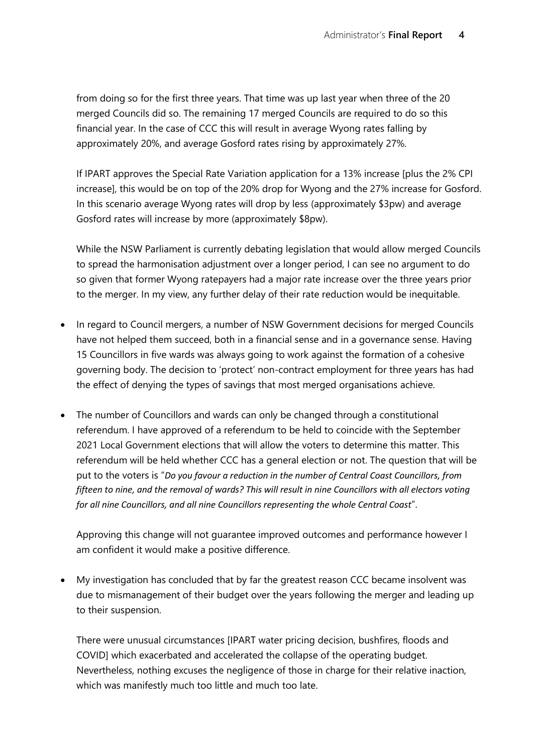from doing so for the first three years. That time was up last year when three of the 20 merged Councils did so. The remaining 17 merged Councils are required to do so this financial year. In the case of CCC this will result in average Wyong rates falling by approximately 20%, and average Gosford rates rising by approximately 27%.

If IPART approves the Special Rate Variation application for a 13% increase [plus the 2% CPI increase], this would be on top of the 20% drop for Wyong and the 27% increase for Gosford. In this scenario average Wyong rates will drop by less (approximately $3pw) and average Gosford rates will increase by more (approximately $8pw).

While the NSW Parliament is currently debating legislation that would allow merged Councils to spread the harmonisation adjustment over a longer period, I can see no argument to do so given that former Wyong ratepayers had a major rate increase over the three years prior to the merger. In my view, any further delay of their rate reduction would be inequitable.

- In regard to Council mergers, a number of NSW Government decisions for merged Councils have not helped them succeed, both in a financial sense and in a governance sense. Having 15 Councillors in five wards was always going to work against the formation of a cohesive governing body. The decision to 'protect' non-contract employment for three years has had the effect of denying the types of savings that most merged organisations achieve.

- The number of Councillors and wards can only be changed through a constitutional referendum. I have approved of a referendum to be held to coincide with the September 2021 Local Government elections that will allow the voters to determine this matter. This referendum will be held whether CCC has a general election or not. The question that will be put to the voters is "*Do you favour a reduction in the number of Central Coast Councillors, from fifteen to nine, and the removal of wards? This will result in nine Councillors with all electors voting for all nine Councillors, and all nine Councillors representing the whole Central Coast*".

  Approving this change will not guarantee improved outcomes and performance however I am confident it would make a positive difference.

- My investigation has concluded that by far the greatest reason CCC became insolvent was due to mismanagement of their budget over the years following the merger and leading up to their suspension.

  There were unusual circumstances [IPART water pricing decision, bushfires, floods and COVID] which exacerbated and accelerated the collapse of the operating budget. Nevertheless, nothing excuses the negligence of those in charge for their relative inaction, which was manifestly much too little and much too late.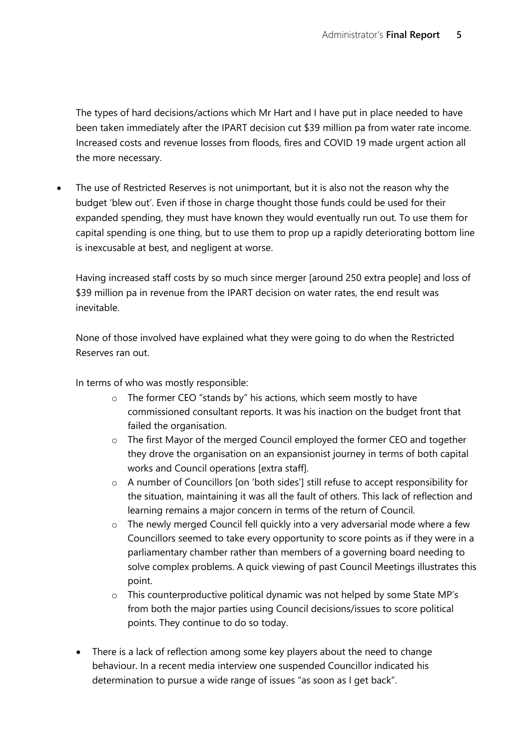The types of hard decisions/actions which Mr Hart and I have put in place needed to have been taken immediately after the IPART decision cut $39 million pa from water rate income. Increased costs and revenue losses from floods, fires and COVID 19 made urgent action all the more necessary.

- The use of Restricted Reserves is not unimportant, but it is also not the reason why the budget 'blew out'. Even if those in charge thought those funds could be used for their expanded spending, they must have known they would eventually run out. To use them for capital spending is one thing, but to use them to prop up a rapidly deteriorating bottom line is inexcusable at best, and negligent at worse.

  Having increased staff costs by so much since merger [around 250 extra people] and loss of $39 million pa in revenue from the IPART decision on water rates, the end result was inevitable.

  None of those involved have explained what they were going to do when the Restricted Reserves ran out.

  In terms of who was mostly responsible:

    - The former CEO "stands by" his actions, which seem mostly to have commissioned consultant reports. It was his inaction on the budget front that failed the organisation.
    - The first Mayor of the merged Council employed the former CEO and together they drove the organisation on an expansionist journey in terms of both capital works and Council operations [extra staff].
    - A number of Councillors [on 'both sides'] still refuse to accept responsibility for the situation, maintaining it was all the fault of others. This lack of reflection and learning remains a major concern in terms of the return of Council.
    - The newly merged Council fell quickly into a very adversarial mode where a few Councillors seemed to take every opportunity to score points as if they were in a parliamentary chamber rather than members of a governing board needing to solve complex problems. A quick viewing of past Council Meetings illustrates this point.
    - This counterproductive political dynamic was not helped by some State MP's from both the major parties using Council decisions/issues to score political points. They continue to do so today.

- There is a lack of reflection among some key players about the need to change behaviour. In a recent media interview one suspended Councillor indicated his determination to pursue a wide range of issues "as soon as I get back".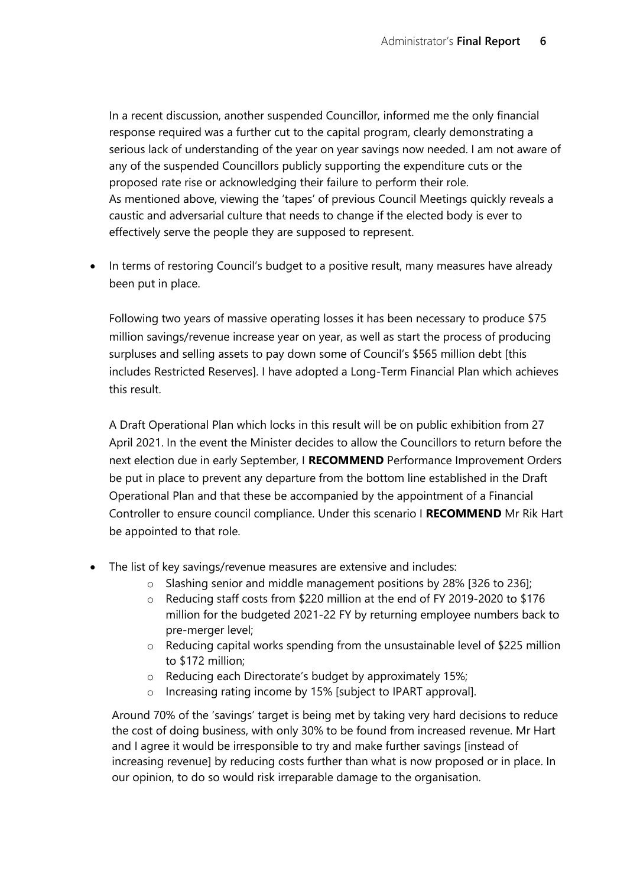In a recent discussion, another suspended Councillor, informed me the only financial response required was a further cut to the capital program, clearly demonstrating a serious lack of understanding of the year on year savings now needed. I am not aware of any of the suspended Councillors publicly supporting the expenditure cuts or the proposed rate rise or acknowledging their failure to perform their role.
As mentioned above, viewing the 'tapes' of previous Council Meetings quickly reveals a caustic and adversarial culture that needs to change if the elected body is ever to effectively serve the people they are supposed to represent.

- In terms of restoring Council's budget to a positive result, many measures have already been put in place.

  Following two years of massive operating losses it has been necessary to produce $75 million savings/revenue increase year on year, as well as start the process of producing surpluses and selling assets to pay down some of Council's $565 million debt [this includes Restricted Reserves]. I have adopted a Long-Term Financial Plan which achieves this result.

  A Draft Operational Plan which locks in this result will be on public exhibition from 27 April 2021. In the event the Minister decides to allow the Councillors to return before the next election due in early September, I **RECOMMEND** Performance Improvement Orders be put in place to prevent any departure from the bottom line established in the Draft Operational Plan and that these be accompanied by the appointment of a Financial Controller to ensure council compliance. Under this scenario I **RECOMMEND** Mr Rik Hart be appointed to that role.

- The list of key savings/revenue measures are extensive and includes:
  - Slashing senior and middle management positions by 28% [326 to 236];
  - Reducing staff costs from $220 million at the end of FY 2019-2020 to $176 million for the budgeted 2021-22 FY by returning employee numbers back to pre-merger level;
  - Reducing capital works spending from the unsustainable level of $225 million to $172 million;
  - Reducing each Directorate's budget by approximately 15%;
  - Increasing rating income by 15% [subject to IPART approval].

  Around 70% of the 'savings' target is being met by taking very hard decisions to reduce the cost of doing business, with only 30% to be found from increased revenue. Mr Hart and I agree it would be irresponsible to try and make further savings [instead of increasing revenue] by reducing costs further than what is now proposed or in place. In our opinion, to do so would risk irreparable damage to the organisation.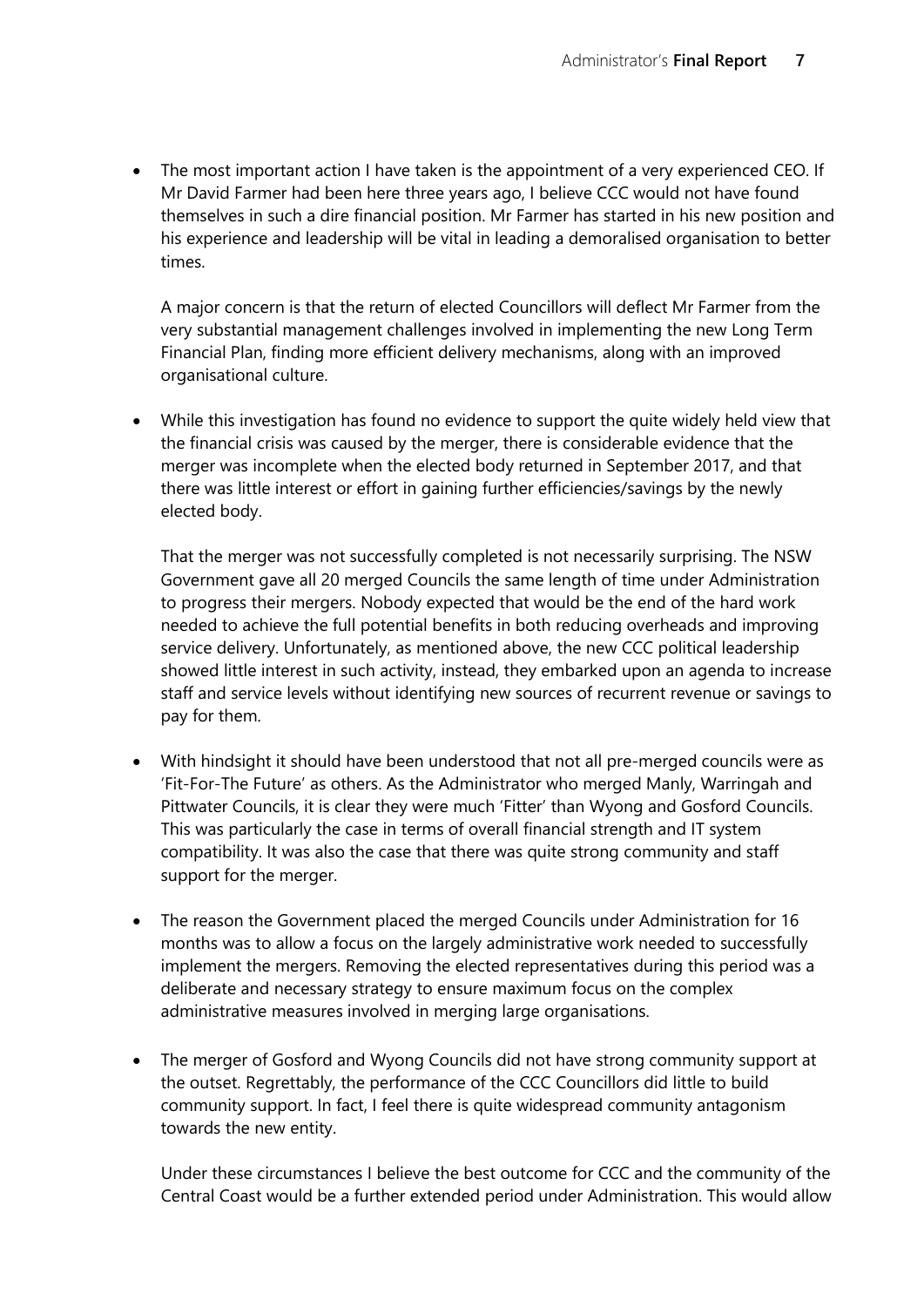- The most important action I have taken is the appointment of a very experienced CEO. If Mr David Farmer had been here three years ago, I believe CCC would not have found themselves in such a dire financial position. Mr Farmer has started in his new position and his experience and leadership will be vital in leading a demoralised organisation to better times.

  A major concern is that the return of elected Councillors will deflect Mr Farmer from the very substantial management challenges involved in implementing the new Long Term Financial Plan, finding more efficient delivery mechanisms, along with an improved organisational culture.

- While this investigation has found no evidence to support the quite widely held view that the financial crisis was caused by the merger, there is considerable evidence that the merger was incomplete when the elected body returned in September 2017, and that there was little interest or effort in gaining further efficiencies/savings by the newly elected body.

  That the merger was not successfully completed is not necessarily surprising. The NSW Government gave all 20 merged Councils the same length of time under Administration to progress their mergers. Nobody expected that would be the end of the hard work needed to achieve the full potential benefits in both reducing overheads and improving service delivery. Unfortunately, as mentioned above, the new CCC political leadership showed little interest in such activity, instead, they embarked upon an agenda to increase staff and service levels without identifying new sources of recurrent revenue or savings to pay for them.

- With hindsight it should have been understood that not all pre-merged councils were as 'Fit-For-The Future' as others. As the Administrator who merged Manly, Warringah and Pittwater Councils, it is clear they were much 'Fitter' than Wyong and Gosford Councils. This was particularly the case in terms of overall financial strength and IT system compatibility. It was also the case that there was quite strong community and staff support for the merger.

- The reason the Government placed the merged Councils under Administration for 16 months was to allow a focus on the largely administrative work needed to successfully implement the mergers. Removing the elected representatives during this period was a deliberate and necessary strategy to ensure maximum focus on the complex administrative measures involved in merging large organisations.

- The merger of Gosford and Wyong Councils did not have strong community support at the outset. Regrettably, the performance of the CCC Councillors did little to build community support. In fact, I feel there is quite widespread community antagonism towards the new entity.

  Under these circumstances I believe the best outcome for CCC and the community of the Central Coast would be a further extended period under Administration. This would allow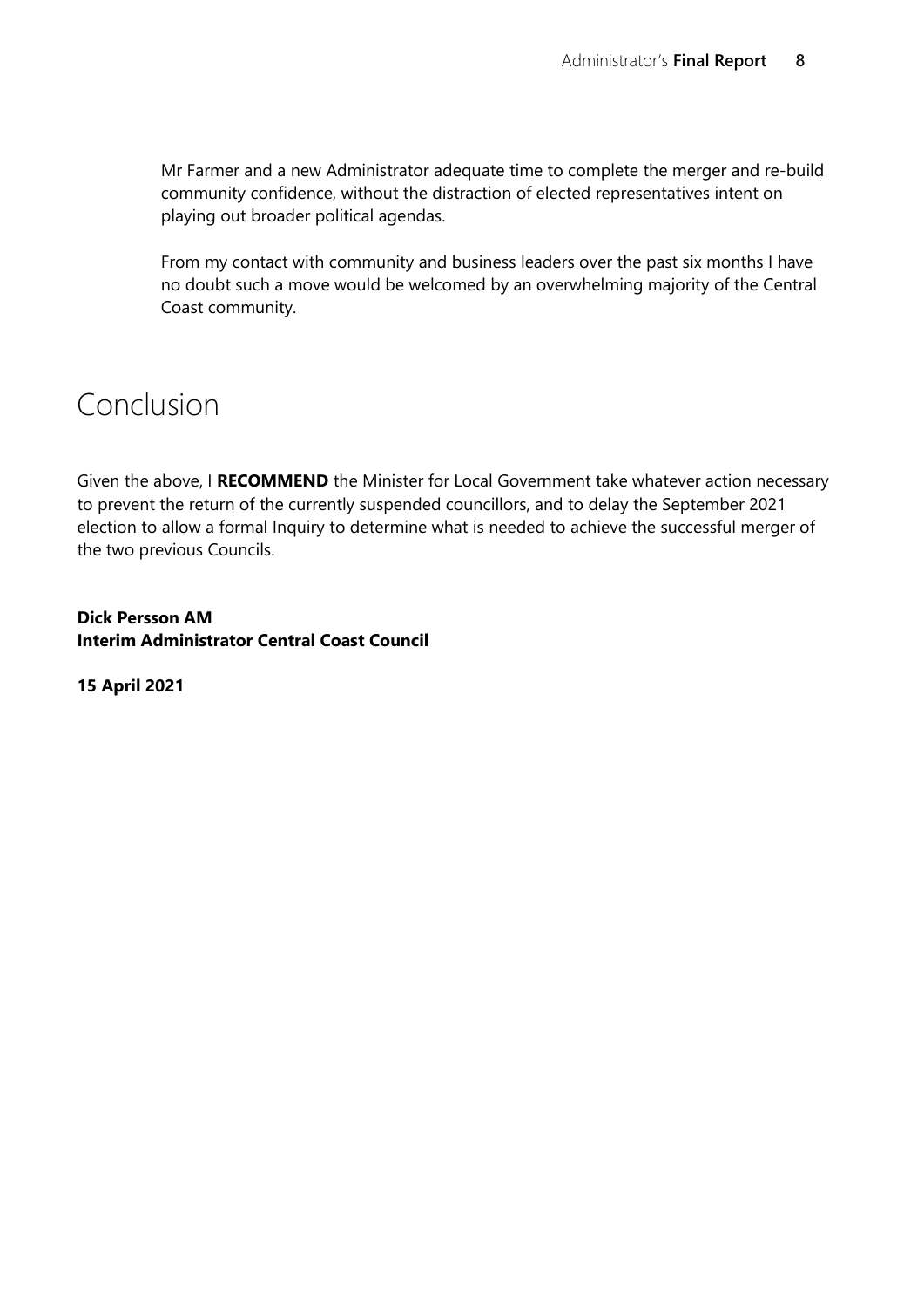Mr Farmer and a new Administrator adequate time to complete the merger and re-build community confidence, without the distraction of elected representatives intent on playing out broader political agendas.

From my contact with community and business leaders over the past six months I have no doubt such a move would be welcomed by an overwhelming majority of the Central Coast community.

# Conclusion

Given the above, I **RECOMMEND** the Minister for Local Government take whatever action necessary to prevent the return of the currently suspended councillors, and to delay the September 2021 election to allow a formal Inquiry to determine what is needed to achieve the successful merger of the two previous Councils.

**Dick Persson AM**
**Interim Administrator Central Coast Council**

**15 April 2021**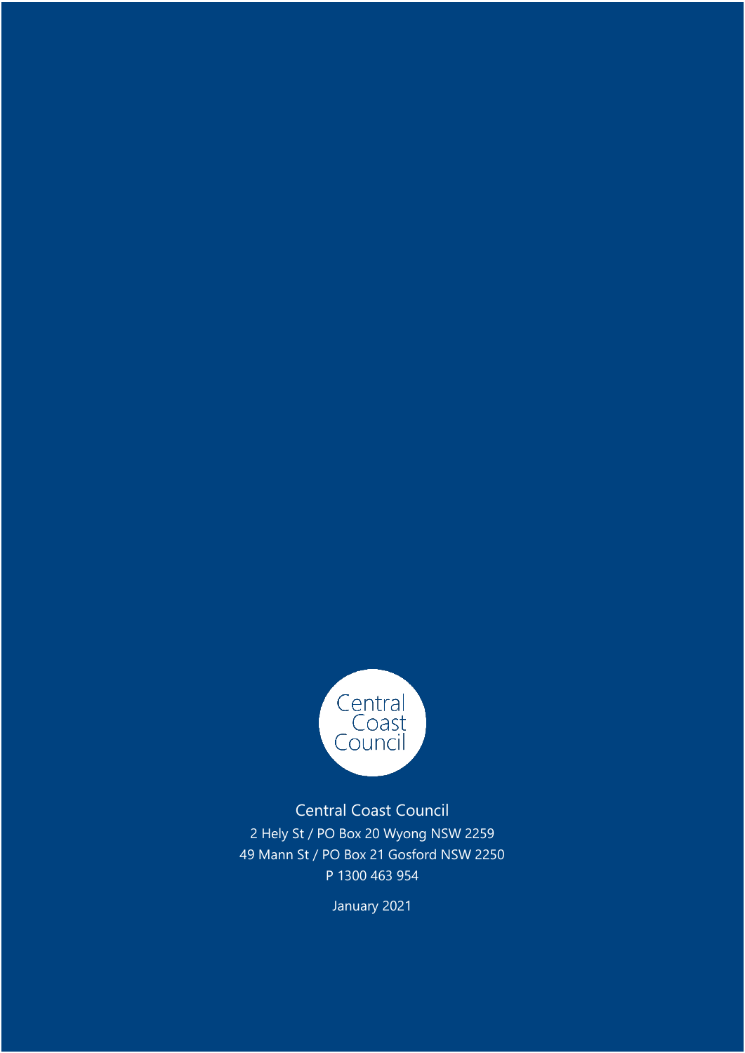Central Coast Council

2 Hely St / PO Box 20 Wyong NSW 2259
49 Mann St / PO Box 21 Gosford NSW 2250
P 1300 463 954

January 2021